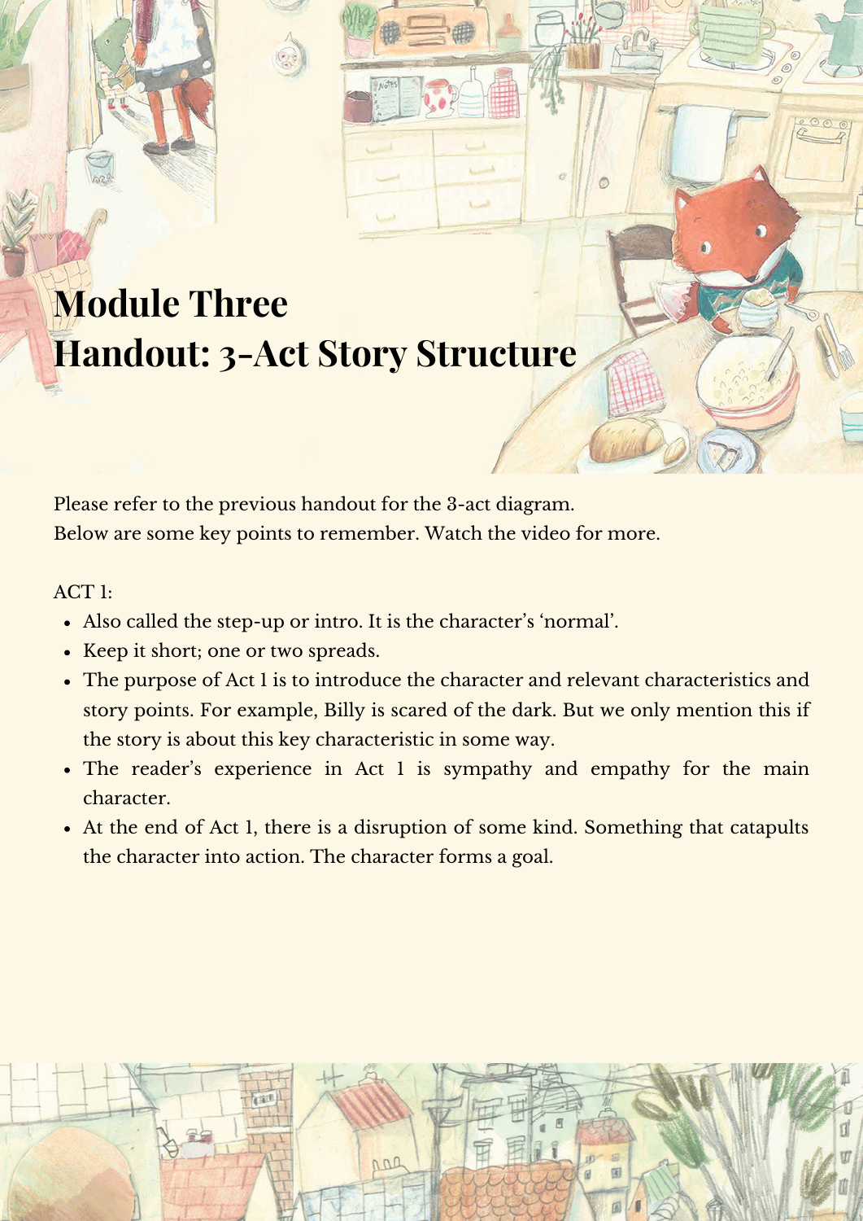# Module Three
# Handout: 3-Act Story Structure

Please refer to the previous handout for the 3-act diagram.
Below are some key points to remember. Watch the video for more.

ACT 1:

- Also called the step-up or intro. It is the character's 'normal'.
- Keep it short; one or two spreads.
- The purpose of Act 1 is to introduce the character and relevant characteristics and story points. For example, Billy is scared of the dark. But we only mention this if the story is about this key characteristic in some way.
- The reader's experience in Act 1 is sympathy and empathy for the main character.
- At the end of Act 1, there is a disruption of some kind. Something that catapults the character into action. The character forms a goal.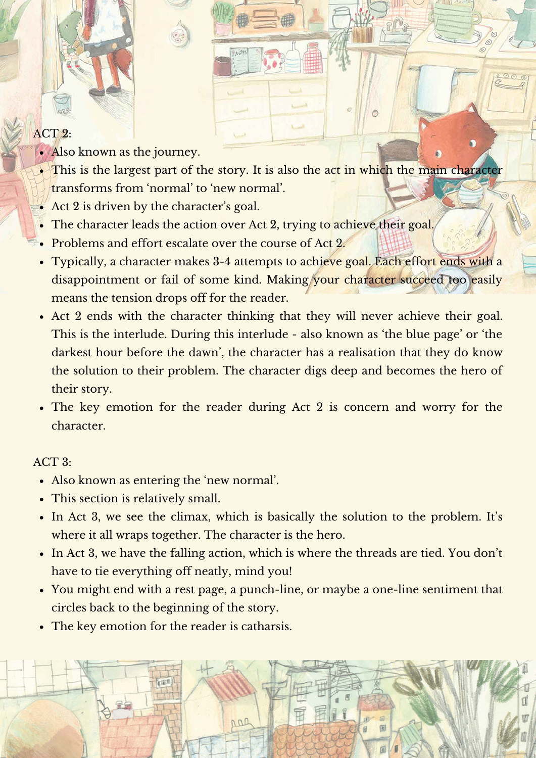ACT 2:

- Also known as the journey.
- This is the largest part of the story. It is also the act in which the main character transforms from 'normal' to 'new normal'.
- Act 2 is driven by the character's goal.
- The character leads the action over Act 2, trying to achieve their goal.
- Problems and effort escalate over the course of Act 2.
- Typically, a character makes 3-4 attempts to achieve goal. Each effort ends with a disappointment or fail of some kind. Making your character succeed too easily means the tension drops off for the reader.
- Act 2 ends with the character thinking that they will never achieve their goal. This is the interlude. During this interlude - also known as 'the blue page' or 'the darkest hour before the dawn', the character has a realisation that they do know the solution to their problem. The character digs deep and becomes the hero of their story.
- The key emotion for the reader during Act 2 is concern and worry for the character.

ACT 3:

- Also known as entering the 'new normal'.
- This section is relatively small.
- In Act 3, we see the climax, which is basically the solution to the problem. It's where it all wraps together. The character is the hero.
- In Act 3, we have the falling action, which is where the threads are tied. You don't have to tie everything off neatly, mind you!
- You might end with a rest page, a punch-line, or maybe a one-line sentiment that circles back to the beginning of the story.
- The key emotion for the reader is catharsis.